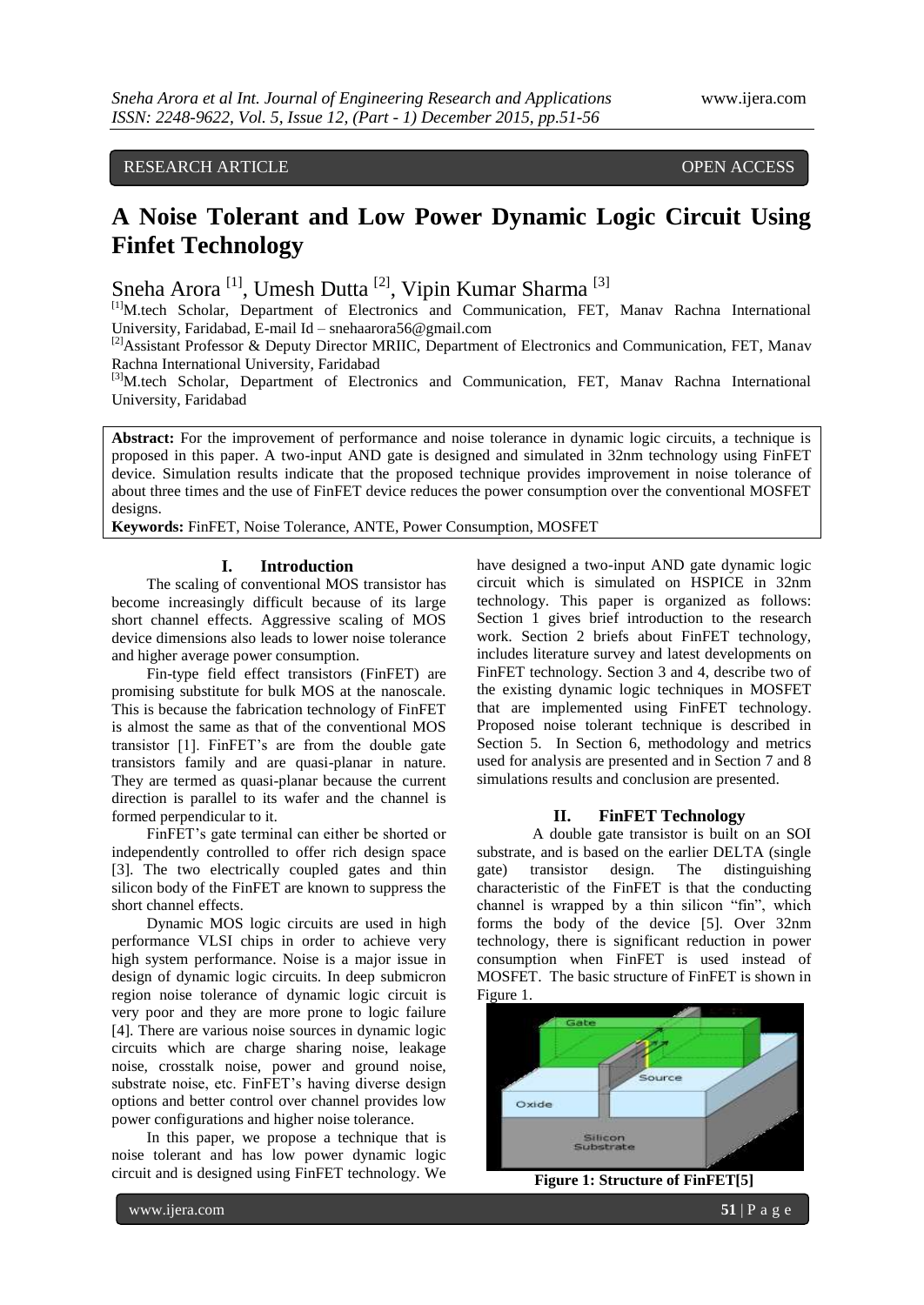RESEARCH ARTICLE OPEN ACCESS

# A Noise Tolerant and Low Power Dynamic Logic Circuit Using Finfet Technology

Sneha Arora [1], Umesh Dutta [2], Vipin Kumar Sharma [3]

[1]M.tech Scholar, Department of Electronics and Communication, FET, Manav Rachna International University, Faridabad, E-mail Id – snehaarora56@gmail.com

[2]Assistant Professor & Deputy Director MRIIC, Department of Electronics and Communication, FET, Manav Rachna International University, Faridabad

[3]M.tech Scholar, Department of Electronics and Communication, FET, Manav Rachna International University, Faridabad

**Abstract:** For the improvement of performance and noise tolerance in dynamic logic circuits, a technique is proposed in this paper. A two-input AND gate is designed and simulated in 32nm technology using FinFET device. Simulation results indicate that the proposed technique provides improvement in noise tolerance of about three times and the use of FinFET device reduces the power consumption over the conventional MOSFET designs.

**Keywords:** FinFET, Noise Tolerance, ANTE, Power Consumption, MOSFET

## I. Introduction

The scaling of conventional MOS transistor has become increasingly difficult because of its large short channel effects. Aggressive scaling of MOS device dimensions also leads to lower noise tolerance and higher average power consumption.

Fin-type field effect transistors (FinFET) are promising substitute for bulk MOS at the nanoscale. This is because the fabrication technology of FinFET is almost the same as that of the conventional MOS transistor [1]. FinFET's are from the double gate transistors family and are quasi-planar in nature. They are termed as quasi-planar because the current direction is parallel to its wafer and the channel is formed perpendicular to it.

FinFET's gate terminal can either be shorted or independently controlled to offer rich design space [3]. The two electrically coupled gates and thin silicon body of the FinFET are known to suppress the short channel effects.

Dynamic MOS logic circuits are used in high performance VLSI chips in order to achieve very high system performance. Noise is a major issue in design of dynamic logic circuits. In deep submicron region noise tolerance of dynamic logic circuit is very poor and they are more prone to logic failure [4]. There are various noise sources in dynamic logic circuits which are charge sharing noise, leakage noise, crosstalk noise, power and ground noise, substrate noise, etc. FinFET's having diverse design options and better control over channel provides low power configurations and higher noise tolerance.

In this paper, we propose a technique that is noise tolerant and has low power dynamic logic circuit and is designed using FinFET technology. We have designed a two-input AND gate dynamic logic circuit which is simulated on HSPICE in 32nm technology. This paper is organized as follows: Section 1 gives brief introduction to the research work. Section 2 briefs about FinFET technology, includes literature survey and latest developments on FinFET technology. Section 3 and 4, describe two of the existing dynamic logic techniques in MOSFET that are implemented using FinFET technology. Proposed noise tolerant technique is described in Section 5. In Section 6, methodology and metrics used for analysis are presented and in Section 7 and 8 simulations results and conclusion are presented.

## II. FinFET Technology

A double gate transistor is built on an SOI substrate, and is based on the earlier DELTA (single gate) transistor design. The distinguishing characteristic of the FinFET is that the conducting channel is wrapped by a thin silicon "fin", which forms the body of the device [5]. Over 32nm technology, there is significant reduction in power consumption when FinFET is used instead of MOSFET. The basic structure of FinFET is shown in Figure 1.

**Figure 1: Structure of FinFET[5]**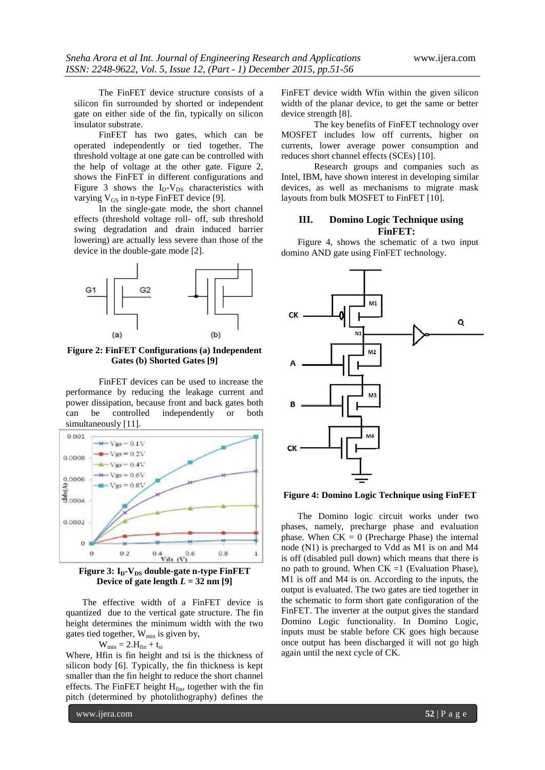The FinFET device structure consists of a silicon fin surrounded by shorted or independent gate on either side of the fin, typically on silicon insulator substrate.

FinFET has two gates, which can be operated independently or tied together. The threshold voltage at one gate can be controlled with the help of voltage at the other gate. Figure 2, shows the FinFET in different configurations and Figure 3 shows the $I_D$-$V_{DS}$ characteristics with varying $V_{GS}$ in n-type FinFET device [9].

In the single-gate mode, the short channel effects (threshold voltage roll- off, sub threshold swing degradation and drain induced barrier lowering) are actually less severe than those of the device in the double-gate mode [2].

**Figure 2: FinFET Configurations (a) Independent Gates (b) Shorted Gates [9]**

FinFET devices can be used to increase the performance by reducing the leakage current and power dissipation, because front and back gates both can be controlled independently or both simultaneously [11].

**Figure 3: $I_D$-$V_{DS}$ double-gate n-type FinFET Device of gate length $L$ = 32 nm [9]**

The effective width of a FinFET device is quantized due to the vertical gate structure. The fin height determines the minimum width with the two gates tied together, $W_{min}$ is given by,

$$W_{min} = 2.H_{fin} + t_{si}$$

Where, Hfin is fin height and tsi is the thickness of silicon body [6]. Typically, the fin thickness is kept smaller than the fin height to reduce the short channel effects. The FinFET height $H_{fin}$, together with the fin pitch (determined by photolithography) defines the FinFET device width Wfin within the given silicon width of the planar device, to get the same or better device strength [8].

The key benefits of FinFET technology over MOSFET includes low off currents, higher on currents, lower average power consumption and reduces short channel effects (SCEs) [10].

Research groups and companies such as Intel, IBM, have shown interest in developing similar devices, as well as mechanisms to migrate mask layouts from bulk MOSFET to FinFET [10].

## III. Domino Logic Technique using FinFET:

Figure 4, shows the schematic of a two input domino AND gate using FinFET technology.

**Figure 4: Domino Logic Technique using FinFET**

The Domino logic circuit works under two phases, namely, precharge phase and evaluation phase. When CK = 0 (Precharge Phase) the internal node (N1) is precharged to Vdd as M1 is on and M4 is off (disabled pull down) which means that there is no path to ground. When CK =1 (Evaluation Phase), M1 is off and M4 is on. According to the inputs, the output is evaluated. The two gates are tied together in the schematic to form short gate configuration of the FinFET. The inverter at the output gives the standard Domino Logic functionality. In Domino Logic, inputs must be stable before CK goes high because once output has been discharged it will not go high again until the next cycle of CK.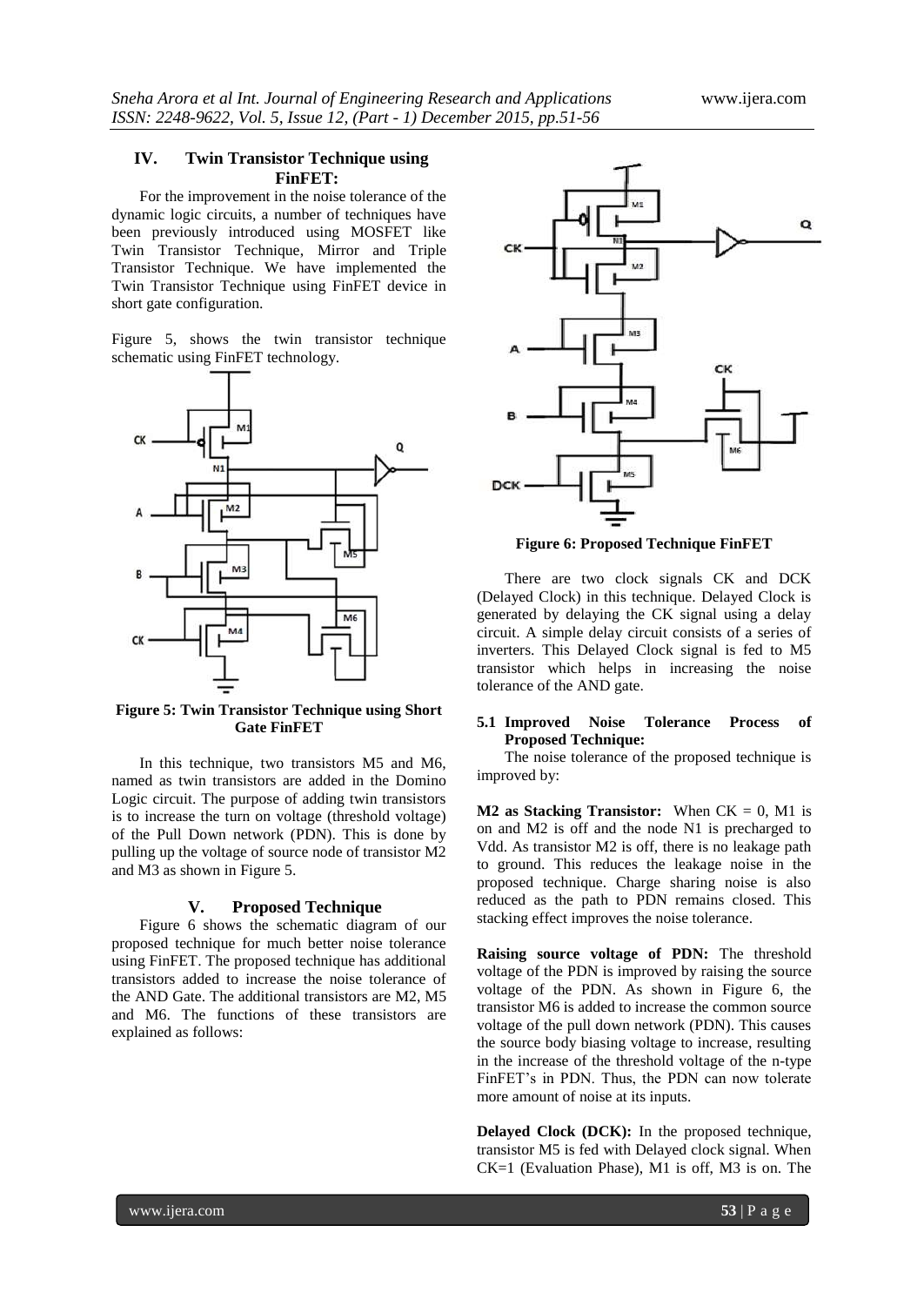## IV. Twin Transistor Technique using FinFET:

For the improvement in the noise tolerance of the dynamic logic circuits, a number of techniques have been previously introduced using MOSFET like Twin Transistor Technique, Mirror and Triple Transistor Technique. We have implemented the Twin Transistor Technique using FinFET device in short gate configuration.

Figure 5, shows the twin transistor technique schematic using FinFET technology.

**Figure 5: Twin Transistor Technique using Short Gate FinFET**

In this technique, two transistors M5 and M6, named as twin transistors are added in the Domino Logic circuit. The purpose of adding twin transistors is to increase the turn on voltage (threshold voltage) of the Pull Down network (PDN). This is done by pulling up the voltage of source node of transistor M2 and M3 as shown in Figure 5.

## V. Proposed Technique

Figure 6 shows the schematic diagram of our proposed technique for much better noise tolerance using FinFET. The proposed technique has additional transistors added to increase the noise tolerance of the AND Gate. The additional transistors are M2, M5 and M6. The functions of these transistors are explained as follows:

**Figure 6: Proposed Technique FinFET**

There are two clock signals CK and DCK (Delayed Clock) in this technique. Delayed Clock is generated by delaying the CK signal using a delay circuit. A simple delay circuit consists of a series of inverters. This Delayed Clock signal is fed to M5 transistor which helps in increasing the noise tolerance of the AND gate.

### 5.1 Improved Noise Tolerance Process of Proposed Technique:

The noise tolerance of the proposed technique is improved by:

**M2 as Stacking Transistor:** When CK = 0, M1 is on and M2 is off and the node N1 is precharged to Vdd. As transistor M2 is off, there is no leakage path to ground. This reduces the leakage noise in the proposed technique. Charge sharing noise is also reduced as the path to PDN remains closed. This stacking effect improves the noise tolerance.

**Raising source voltage of PDN:** The threshold voltage of the PDN is improved by raising the source voltage of the PDN. As shown in Figure 6, the transistor M6 is added to increase the common source voltage of the pull down network (PDN). This causes the source body biasing voltage to increase, resulting in the increase of the threshold voltage of the n-type FinFET's in PDN. Thus, the PDN can now tolerate more amount of noise at its inputs.

**Delayed Clock (DCK):** In the proposed technique, transistor M5 is fed with Delayed clock signal. When CK=1 (Evaluation Phase), M1 is off, M3 is on. The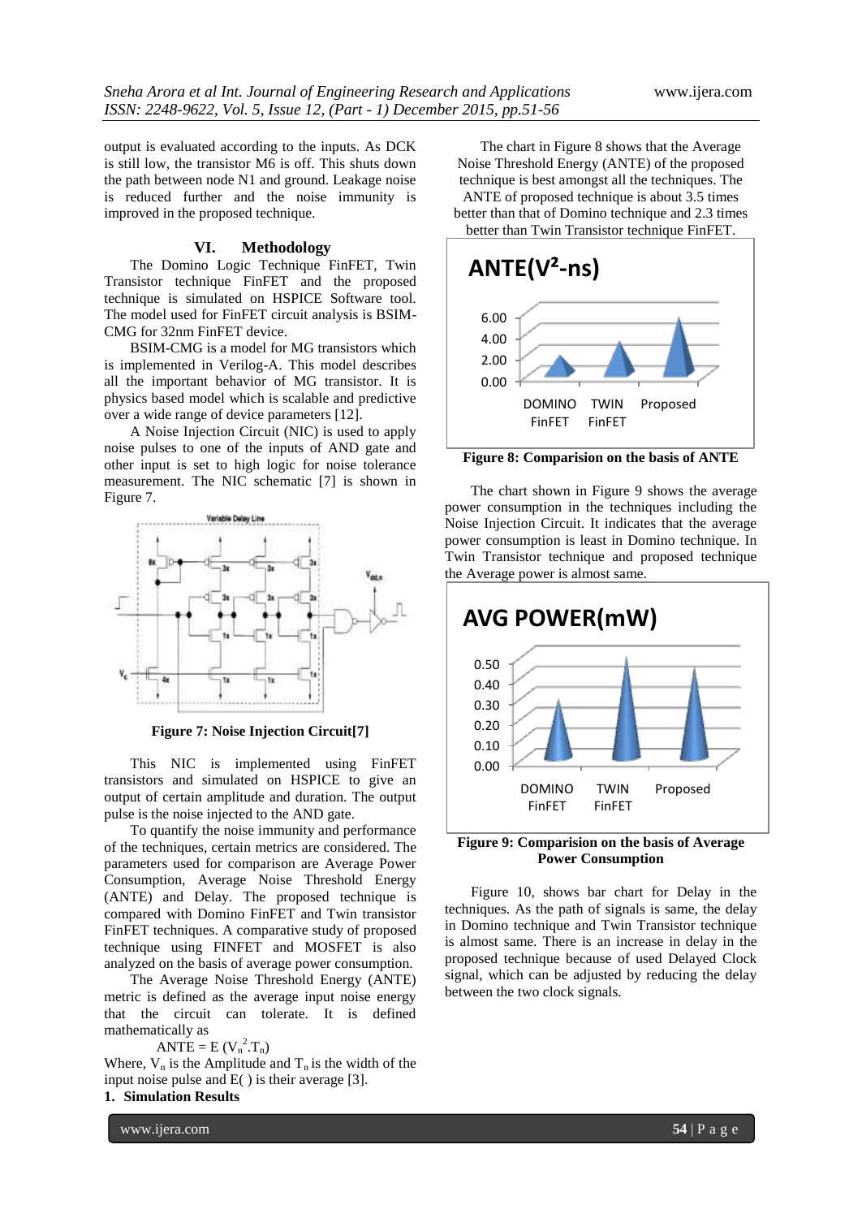output is evaluated according to the inputs. As DCK is still low, the transistor M6 is off. This shuts down the path between node N1 and ground. Leakage noise is reduced further and the noise immunity is improved in the proposed technique.

## VI. Methodology

The Domino Logic Technique FinFET, Twin Transistor technique FinFET and the proposed technique is simulated on HSPICE Software tool. The model used for FinFET circuit analysis is BSIM-CMG for 32nm FinFET device.

BSIM-CMG is a model for MG transistors which is implemented in Verilog-A. This model describes all the important behavior of MG transistor. It is physics based model which is scalable and predictive over a wide range of device parameters [12].

A Noise Injection Circuit (NIC) is used to apply noise pulses to one of the inputs of AND gate and other input is set to high logic for noise tolerance measurement. The NIC schematic [7] is shown in Figure 7.

**Figure 7: Noise Injection Circuit[7]**

This NIC is implemented using FinFET transistors and simulated on HSPICE to give an output of certain amplitude and duration. The output pulse is the noise injected to the AND gate.

To quantify the noise immunity and performance of the techniques, certain metrics are considered. The parameters used for comparison are Average Power Consumption, Average Noise Threshold Energy (ANTE) and Delay. The proposed technique is compared with Domino FinFET and Twin transistor FinFET techniques. A comparative study of proposed technique using FINFET and MOSFET is also analyzed on the basis of average power consumption.

The Average Noise Threshold Energy (ANTE) metric is defined as the average input noise energy that the circuit can tolerate. It is defined mathematically as

$$ANTE = E\,(V_n^2.T_n)$$

Where, $V_n$ is the Amplitude and $T_n$ is the width of the input noise pulse and E( ) is their average [3].

**1. Simulation Results**

The chart in Figure 8 shows that the Average Noise Threshold Energy (ANTE) of the proposed technique is best amongst all the techniques. The ANTE of proposed technique is about 3.5 times better than that of Domino technique and 2.3 times better than Twin Transistor technique FinFET.

**Figure 8: Comparision on the basis of ANTE**

The chart shown in Figure 9 shows the average power consumption in the techniques including the Noise Injection Circuit. It indicates that the average power consumption is least in Domino technique. In Twin Transistor technique and proposed technique the Average power is almost same.

**Figure 9: Comparision on the basis of Average Power Consumption**

Figure 10, shows bar chart for Delay in the techniques. As the path of signals is same, the delay in Domino technique and Twin Transistor technique is almost same. There is an increase in delay in the proposed technique because of used Delayed Clock signal, which can be adjusted by reducing the delay between the two clock signals.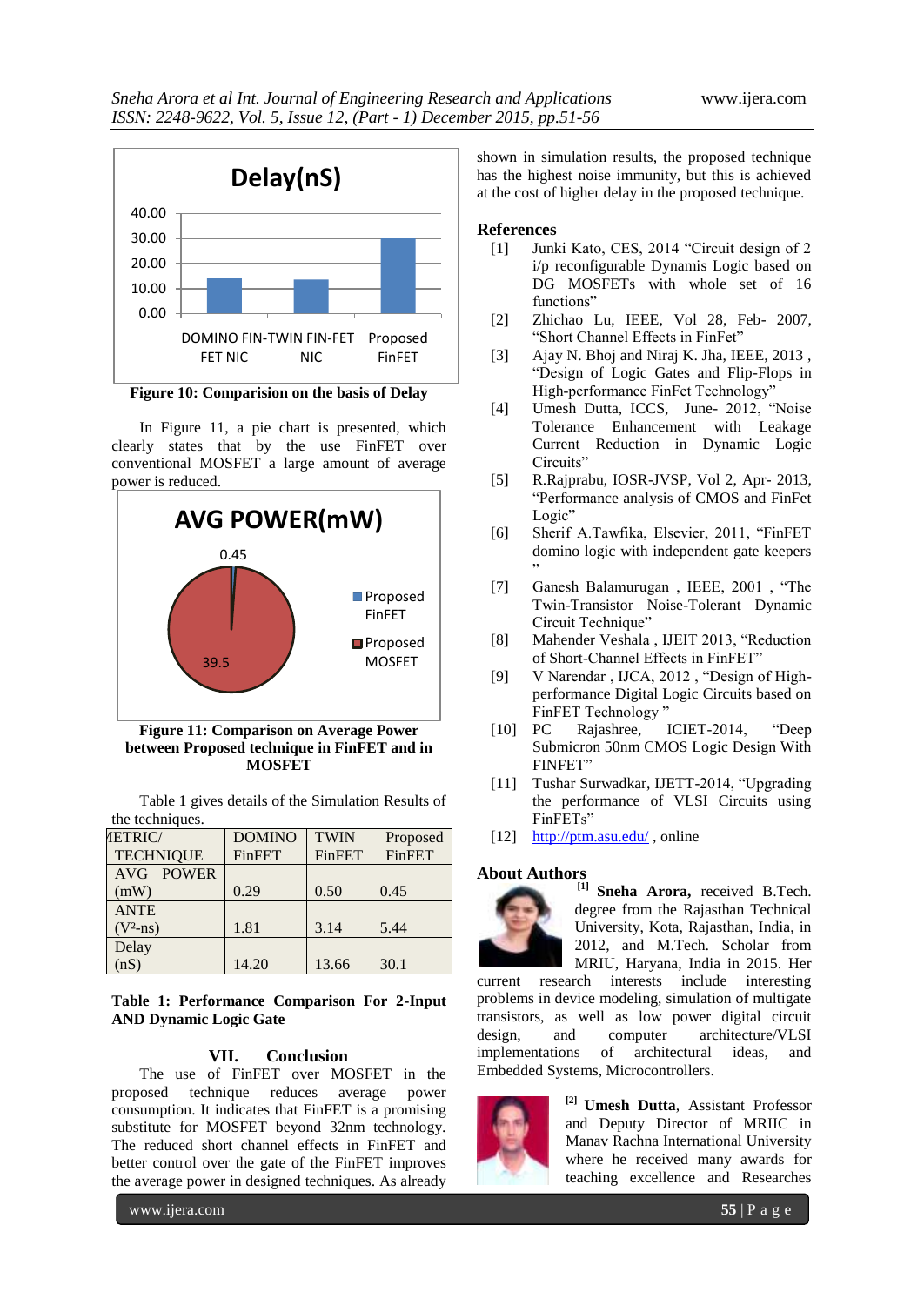Figure 10: Comparision on the basis of Delay

In Figure 11, a pie chart is presented, which clearly states that by the use FinFET over conventional MOSFET a large amount of average power is reduced.

Figure 11: Comparison on Average Power between Proposed technique in FinFET and in MOSFET

Table 1 gives details of the Simulation Results of the techniques.

| METRIC/ TECHNIQUE | DOMINO FinFET | TWIN FinFET | Proposed FinFET |
|---|---|---|---|
| AVG POWER (mW) | 0.29 | 0.50 | 0.45 |
| ANTE ($V^2$-ns) | 1.81 | 3.14 | 5.44 |
| Delay (nS) | 14.20 | 13.66 | 30.1 |

**Table 1: Performance Comparison For 2-Input AND Dynamic Logic Gate**

## VII. Conclusion

The use of FinFET over MOSFET in the proposed technique reduces average power consumption. It indicates that FinFET is a promising substitute for MOSFET beyond 32nm technology. The reduced short channel effects in FinFET and better control over the gate of the FinFET improves the average power in designed techniques. As already shown in simulation results, the proposed technique has the highest noise immunity, but this is achieved at the cost of higher delay in the proposed technique.

## References

[1] Junki Kato, CES, 2014 "Circuit design of 2 i/p reconfigurable Dynamis Logic based on DG MOSFETs with whole set of 16 functions"

[2] Zhichao Lu, IEEE, Vol 28, Feb- 2007, "Short Channel Effects in FinFet"

[3] Ajay N. Bhoj and Niraj K. Jha, IEEE, 2013 , "Design of Logic Gates and Flip-Flops in High-performance FinFet Technology"

[4] Umesh Dutta, ICCS, June- 2012, "Noise Tolerance Enhancement with Leakage Current Reduction in Dynamic Logic Circuits"

[5] R.Rajprabu, IOSR-JVSP, Vol 2, Apr- 2013, "Performance analysis of CMOS and FinFet Logic"

[6] Sherif A.Tawfika, Elsevier, 2011, "FinFET domino logic with independent gate keepers "

[7] Ganesh Balamurugan , IEEE, 2001 , "The Twin-Transistor Noise-Tolerant Dynamic Circuit Technique"

[8] Mahender Veshala , IJEIT 2013, "Reduction of Short-Channel Effects in FinFET"

[9] V Narendar , IJCA, 2012 , "Design of High-performance Digital Logic Circuits based on FinFET Technology "

[10] PC Rajashree, ICIET-2014, "Deep Submicron 50nm CMOS Logic Design With FINFET"

[11] Tushar Surwadkar, IJETT-2014, "Upgrading the performance of VLSI Circuits using FinFETs"

[12] http://ptm.asu.edu/ , online

## About Authors

[1] **Sneha Arora,** received B.Tech. degree from the Rajasthan Technical University, Kota, Rajasthan, India, in 2012, and M.Tech. Scholar from MRIU, Haryana, India in 2015. Her current research interests include interesting problems in device modeling, simulation of multigate transistors, as well as low power digital circuit design, and computer architecture/VLSI implementations of architectural ideas, and Embedded Systems, Microcontrollers.

[2] **Umesh Dutta**, Assistant Professor and Deputy Director of MRIIC in Manav Rachna International University where he received many awards for teaching excellence and Researches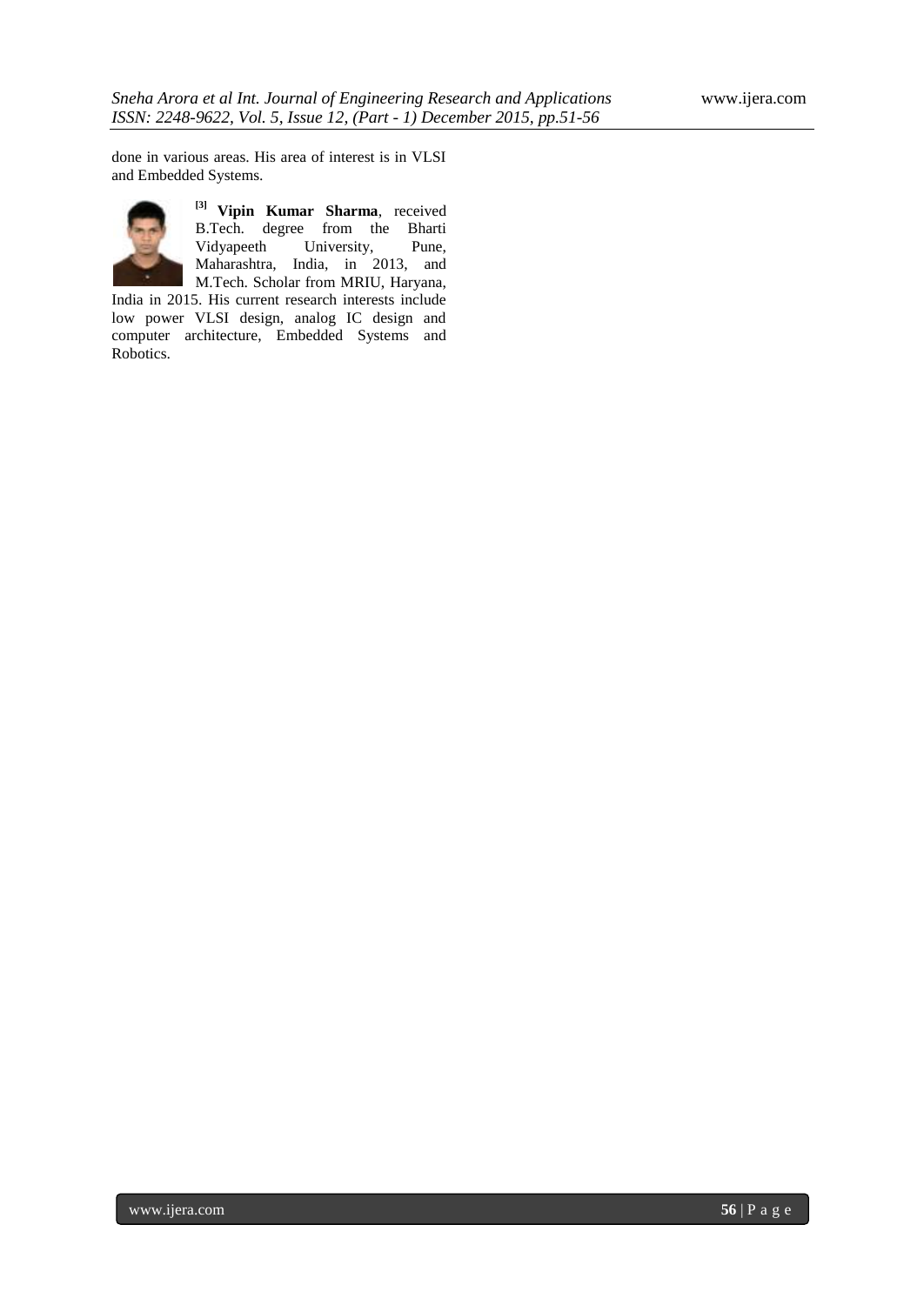done in various areas. His area of interest is in VLSI and Embedded Systems.

[3] **Vipin Kumar Sharma**, received B.Tech. degree from the Bharti Vidyapeeth University, Pune, Maharashtra, India, in 2013, and M.Tech. Scholar from MRIU, Haryana, India in 2015. His current research interests include low power VLSI design, analog IC design and computer architecture, Embedded Systems and Robotics.